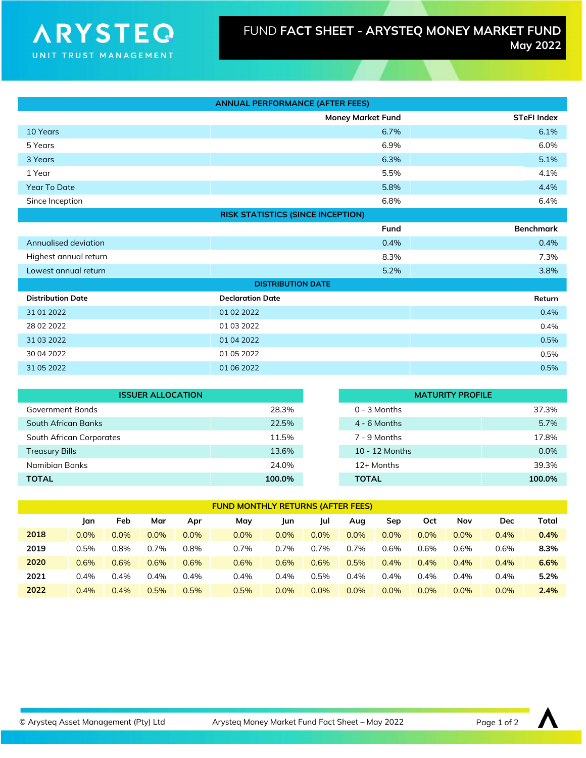# ARYSTEQ UNIT TRUST MANAGEMENT

## FUND FACT SHEET - ARYSTEQ MONEY MARKET FUND
May 2022

| ANNUAL PERFORMANCE (AFTER FEES) | | |
|---|---|---|
| | Money Market Fund | STeFI Index |
| 10 Years | 6.7% | 6.1% |
| 5 Years | 6.9% | 6.0% |
| 3 Years | 6.3% | 5.1% |
| 1 Year | 5.5% | 4.1% |
| Year To Date | 5.8% | 4.4% |
| Since Inception | 6.8% | 6.4% |

| RISK STATISTICS (SINCE INCEPTION) | | |
|---|---|---|
| | Fund | Benchmark |
| Annualised deviation | 0.4% | 0.4% |
| Highest annual return | 8.3% | 7.3% |
| Lowest annual return | 5.2% | 3.8% |

| DISTRIBUTION DATE | | |
|---|---|---|
| Distribution Date | Declaration Date | Return |
| 31 01 2022 | 01 02 2022 | 0.4% |
| 28 02 2022 | 01 03 2022 | 0.4% |
| 31 03 2022 | 01 04 2022 | 0.5% |
| 30 04 2022 | 01 05 2022 | 0.5% |
| 31 05 2022 | 01 06 2022 | 0.5% |

| ISSUER ALLOCATION | |
|---|---|
| Government Bonds | 28.3% |
| South African Banks | 22.5% |
| South African Corporates | 11.5% |
| Treasury Bills | 13.6% |
| Namibian Banks | 24.0% |
| **TOTAL** | **100.0%** |

| MATURITY PROFILE | |
|---|---|
| 0 - 3 Months | 37.3% |
| 4 - 6 Months | 5.7% |
| 7 - 9 Months | 17.8% |
| 10 - 12 Months | 0.0% |
| 12+ Months | 39.3% |
| **TOTAL** | **100.0%** |

| FUND MONTHLY RETURNS (AFTER FEES) | | | | | | | | | | | | | |
|---|---|---|---|---|---|---|---|---|---|---|---|---|---|
| | Jan | Feb | Mar | Apr | May | Jun | Jul | Aug | Sep | Oct | Nov | Dec | Total |
| **2018** | 0.0% | 0.0% | 0.0% | 0.0% | 0.0% | 0.0% | 0.0% | 0.0% | 0.0% | 0.0% | 0.0% | 0.4% | **0.4%** |
| **2019** | 0.5% | 0.8% | 0.7% | 0.8% | 0.7% | 0.7% | 0.7% | 0.7% | 0.6% | 0.6% | 0.6% | 0.6% | **8.3%** |
| **2020** | 0.6% | 0.6% | 0.6% | 0.6% | 0.6% | 0.6% | 0.6% | 0.5% | 0.4% | 0.4% | 0.4% | 0.4% | **6.6%** |
| **2021** | 0.4% | 0.4% | 0.4% | 0.4% | 0.4% | 0.4% | 0.5% | 0.4% | 0.4% | 0.4% | 0.4% | 0.4% | **5.2%** |
| **2022** | 0.4% | 0.4% | 0.5% | 0.5% | 0.5% | 0.0% | 0.0% | 0.0% | 0.0% | 0.0% | 0.0% | 0.0% | **2.4%** |

© Arysteq Asset Management (Pty) Ltd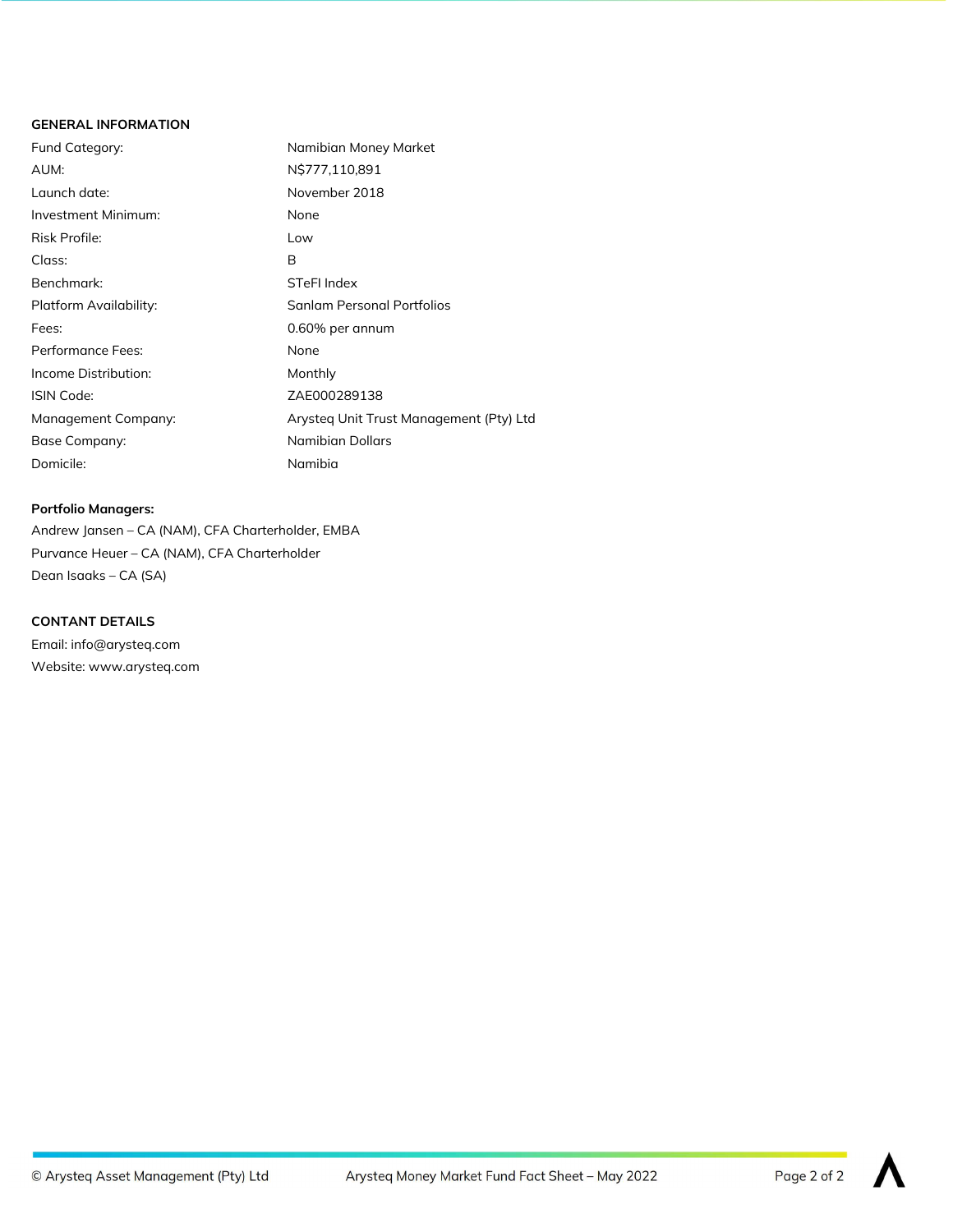## GENERAL INFORMATION

| | |
|---|---|
| Fund Category: | Namibian Money Market |
| AUM: | N$777,110,891 |
| Launch date: | November 2018 |
| Investment Minimum: | None |
| Risk Profile: | Low |
| Class: | B |
| Benchmark: | STeFI Index |
| Platform Availability: | Sanlam Personal Portfolios |
| Fees: | 0.60% per annum |
| Performance Fees: | None |
| Income Distribution: | Monthly |
| ISIN Code: | ZAE000289138 |
| Management Company: | Arysteq Unit Trust Management (Pty) Ltd |
| Base Company: | Namibian Dollars |
| Domicile: | Namibia |

**Portfolio Managers:**

Andrew Jansen – CA (NAM), CFA Charterholder, EMBA
Purvance Heuer – CA (NAM), CFA Charterholder
Dean Isaaks – CA (SA)

## CONTANT DETAILS

Email: info@arysteq.com
Website: www.arysteq.com